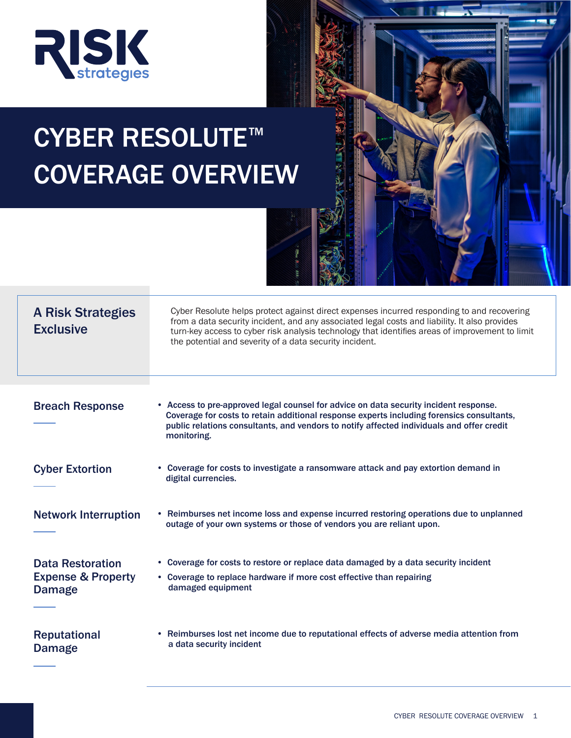RISK strategies

# CYBER RESOLUTE™ COVERAGE OVERVIEW

## A Risk Strategies Exclusive

Cyber Resolute helps protect against direct expenses incurred responding to and recovering from a data security incident, and any associated legal costs and liability. It also provides turn-key access to cyber risk analysis technology that identifies areas of improvement to limit the potential and severity of a data security incident.

### Breach Response

- **Access to pre-approved legal counsel for advice on data security incident response. Coverage for costs to retain additional response experts including forensics consultants, public relations consultants, and vendors to notify affected individuals and offer credit monitoring.**

### Cyber Extortion

- **Coverage for costs to investigate a ransomware attack and pay extortion demand in digital currencies.**

### Network Interruption

- **Reimburses net income loss and expense incurred restoring operations due to unplanned outage of your own systems or those of vendors you are reliant upon.**

### Data Restoration Expense & Property Damage

- **Coverage for costs to restore or replace data damaged by a data security incident**
- **Coverage to replace hardware if more cost effective than repairing damaged equipment**

### Reputational Damage

- **Reimburses lost net income due to reputational effects of adverse media attention from a data security incident**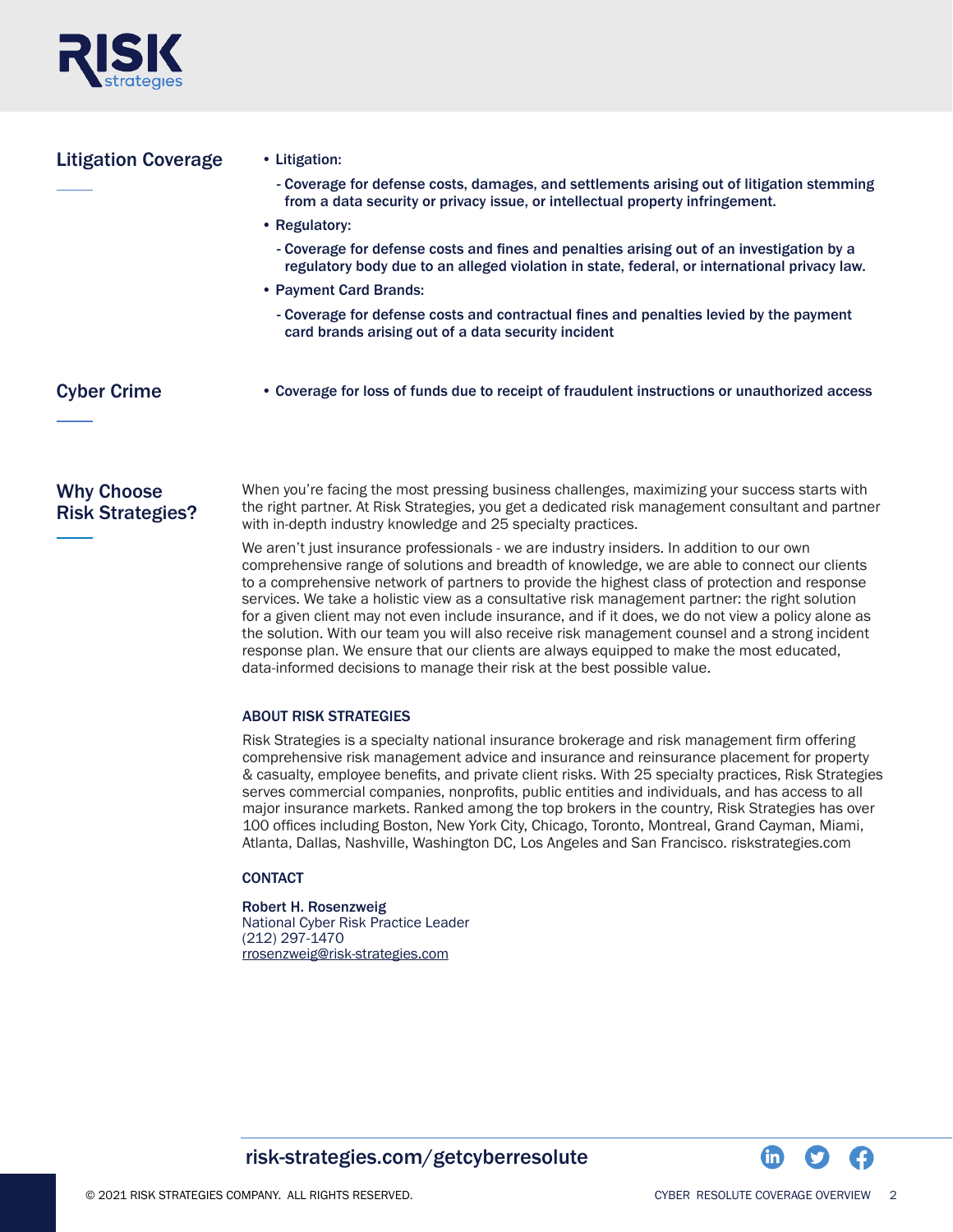## Litigation Coverage

- **Litigation:**
  - **Coverage for defense costs, damages, and settlements arising out of litigation stemming from a data security or privacy issue, or intellectual property infringement.**
- **Regulatory:**
  - **Coverage for defense costs and fines and penalties arising out of an investigation by a regulatory body due to an alleged violation in state, federal, or international privacy law.**
- **Payment Card Brands:**
  - **Coverage for defense costs and contractual fines and penalties levied by the payment card brands arising out of a data security incident**

## Cyber Crime

- **Coverage for loss of funds due to receipt of fraudulent instructions or unauthorized access**

## Why Choose Risk Strategies?

When you're facing the most pressing business challenges, maximizing your success starts with the right partner. At Risk Strategies, you get a dedicated risk management consultant and partner with in-depth industry knowledge and 25 specialty practices.

We aren't just insurance professionals - we are industry insiders. In addition to our own comprehensive range of solutions and breadth of knowledge, we are able to connect our clients to a comprehensive network of partners to provide the highest class of protection and response services. We take a holistic view as a consultative risk management partner: the right solution for a given client may not even include insurance, and if it does, we do not view a policy alone as the solution. With our team you will also receive risk management counsel and a strong incident response plan. We ensure that our clients are always equipped to make the most educated, data-informed decisions to manage their risk at the best possible value.

### ABOUT RISK STRATEGIES

Risk Strategies is a specialty national insurance brokerage and risk management firm offering comprehensive risk management advice and insurance and reinsurance placement for property & casualty, employee benefits, and private client risks. With 25 specialty practices, Risk Strategies serves commercial companies, nonprofits, public entities and individuals, and has access to all major insurance markets. Ranked among the top brokers in the country, Risk Strategies has over 100 offices including Boston, New York City, Chicago, Toronto, Montreal, Grand Cayman, Miami, Atlanta, Dallas, Nashville, Washington DC, Los Angeles and San Francisco. riskstrategies.com

### CONTACT

**Robert H. Rosenzweig**
National Cyber Risk Practice Leader
(212) 297-1470
rrosenzweig@risk-strategies.com

risk-strategies.com/getcyberresolute

© 2021 RISK STRATEGIES COMPANY. ALL RIGHTS RESERVED.